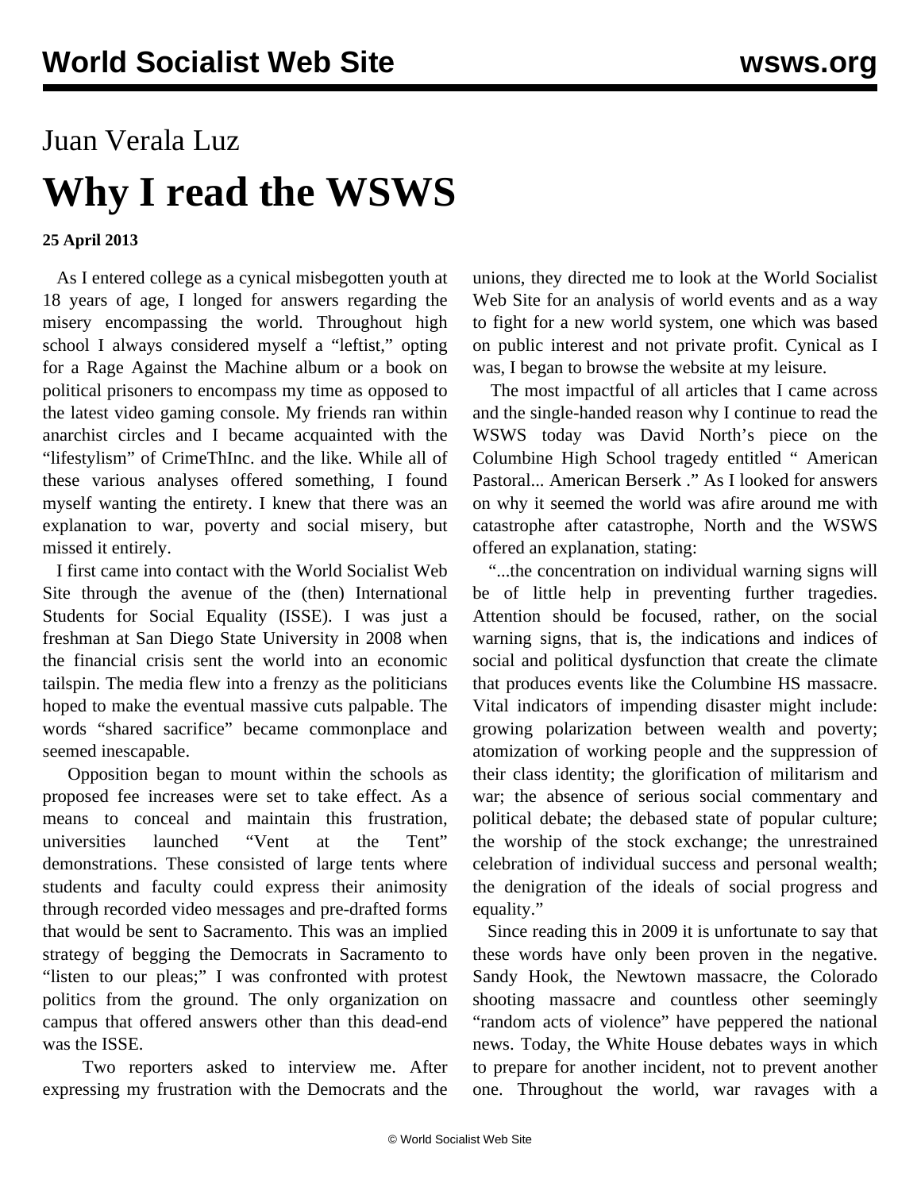Juan Verala Luz

# Why I read the WSWS

**25 April 2013**

As I entered college as a cynical misbegotten youth at 18 years of age, I longed for answers regarding the misery encompassing the world. Throughout high school I always considered myself a "leftist," opting for a Rage Against the Machine album or a book on political prisoners to encompass my time as opposed to the latest video gaming console. My friends ran within anarchist circles and I became acquainted with the "lifestylism" of CrimeThInc. and the like. While all of these various analyses offered something, I found myself wanting the entirety. I knew that there was an explanation to war, poverty and social misery, but missed it entirely.

I first came into contact with the World Socialist Web Site through the avenue of the (then) International Students for Social Equality (ISSE). I was just a freshman at San Diego State University in 2008 when the financial crisis sent the world into an economic tailspin. The media flew into a frenzy as the politicians hoped to make the eventual massive cuts palpable. The words "shared sacrifice" became commonplace and seemed inescapable.

Opposition began to mount within the schools as proposed fee increases were set to take effect. As a means to conceal and maintain this frustration, universities launched "Vent at the Tent" demonstrations. These consisted of large tents where students and faculty could express their animosity through recorded video messages and pre-drafted forms that would be sent to Sacramento. This was an implied strategy of begging the Democrats in Sacramento to "listen to our pleas;" I was confronted with protest politics from the ground. The only organization on campus that offered answers other than this dead-end was the ISSE.

Two reporters asked to interview me. After expressing my frustration with the Democrats and the unions, they directed me to look at the World Socialist Web Site for an analysis of world events and as a way to fight for a new world system, one which was based on public interest and not private profit. Cynical as I was, I began to browse the website at my leisure.

The most impactful of all articles that I came across and the single-handed reason why I continue to read the WSWS today was David North's piece on the Columbine High School tragedy entitled " American Pastoral... American Berserk ." As I looked for answers on why it seemed the world was afire around me with catastrophe after catastrophe, North and the WSWS offered an explanation, stating:

"...the concentration on individual warning signs will be of little help in preventing further tragedies. Attention should be focused, rather, on the social warning signs, that is, the indications and indices of social and political dysfunction that create the climate that produces events like the Columbine HS massacre. Vital indicators of impending disaster might include: growing polarization between wealth and poverty; atomization of working people and the suppression of their class identity; the glorification of militarism and war; the absence of serious social commentary and political debate; the debased state of popular culture; the worship of the stock exchange; the unrestrained celebration of individual success and personal wealth; the denigration of the ideals of social progress and equality."

Since reading this in 2009 it is unfortunate to say that these words have only been proven in the negative. Sandy Hook, the Newtown massacre, the Colorado shooting massacre and countless other seemingly "random acts of violence" have peppered the national news. Today, the White House debates ways in which to prepare for another incident, not to prevent another one. Throughout the world, war ravages with a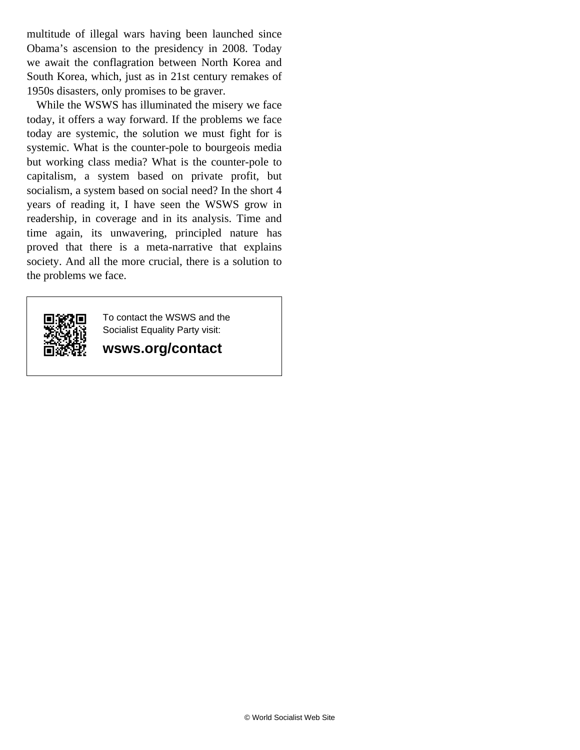multitude of illegal wars having been launched since Obama's ascension to the presidency in 2008. Today we await the conflagration between North Korea and South Korea, which, just as in 21st century remakes of 1950s disasters, only promises to be graver.

While the WSWS has illuminated the misery we face today, it offers a way forward. If the problems we face today are systemic, the solution we must fight for is systemic. What is the counter-pole to bourgeois media but working class media? What is the counter-pole to capitalism, a system based on private profit, but socialism, a system based on social need? In the short 4 years of reading it, I have seen the WSWS grow in readership, in coverage and in its analysis. Time and time again, its unwavering, principled nature has proved that there is a meta-narrative that explains society. And all the more crucial, there is a solution to the problems we face.

To contact the WSWS and the Socialist Equality Party visit:

**wsws.org/contact**